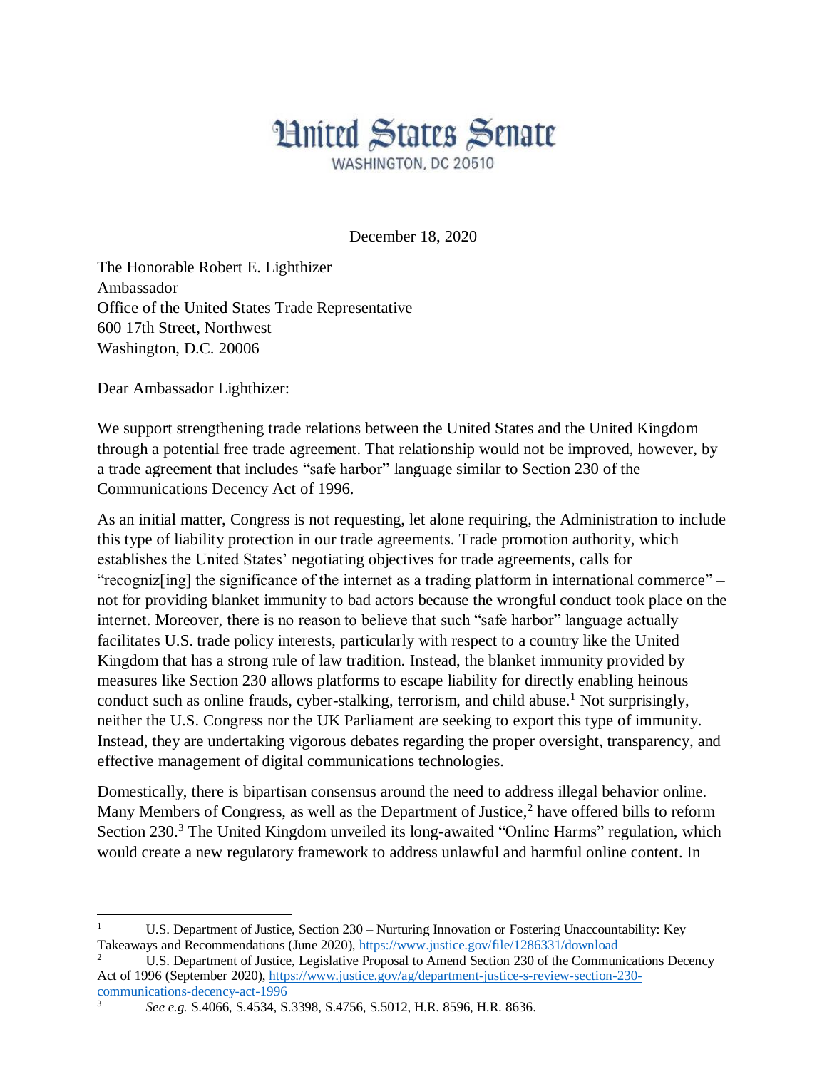# United States Senate

WASHINGTON, DC 20510

December 18, 2020

The Honorable Robert E. Lighthizer
Ambassador
Office of the United States Trade Representative
600 17th Street, Northwest
Washington, D.C. 20006

Dear Ambassador Lighthizer:

We support strengthening trade relations between the United States and the United Kingdom through a potential free trade agreement. That relationship would not be improved, however, by a trade agreement that includes "safe harbor" language similar to Section 230 of the Communications Decency Act of 1996.

As an initial matter, Congress is not requesting, let alone requiring, the Administration to include this type of liability protection in our trade agreements. Trade promotion authority, which establishes the United States' negotiating objectives for trade agreements, calls for "recogniz[ing] the significance of the internet as a trading platform in international commerce" – not for providing blanket immunity to bad actors because the wrongful conduct took place on the internet. Moreover, there is no reason to believe that such "safe harbor" language actually facilitates U.S. trade policy interests, particularly with respect to a country like the United Kingdom that has a strong rule of law tradition. Instead, the blanket immunity provided by measures like Section 230 allows platforms to escape liability for directly enabling heinous conduct such as online frauds, cyber-stalking, terrorism, and child abuse.[1] Not surprisingly, neither the U.S. Congress nor the UK Parliament are seeking to export this type of immunity. Instead, they are undertaking vigorous debates regarding the proper oversight, transparency, and effective management of digital communications technologies.

Domestically, there is bipartisan consensus around the need to address illegal behavior online. Many Members of Congress, as well as the Department of Justice,[2] have offered bills to reform Section 230.[3] The United Kingdom unveiled its long-awaited "Online Harms" regulation, which would create a new regulatory framework to address unlawful and harmful online content. In

---

[1] U.S. Department of Justice, Section 230 – Nurturing Innovation or Fostering Unaccountability: Key Takeaways and Recommendations (June 2020), https://www.justice.gov/file/1286331/download

[2] U.S. Department of Justice, Legislative Proposal to Amend Section 230 of the Communications Decency Act of 1996 (September 2020), https://www.justice.gov/ag/department-justice-s-review-section-230-communications-decency-act-1996

[3] *See e.g.* S.4066, S.4534, S.3398, S.4756, S.5012, H.R. 8596, H.R. 8636.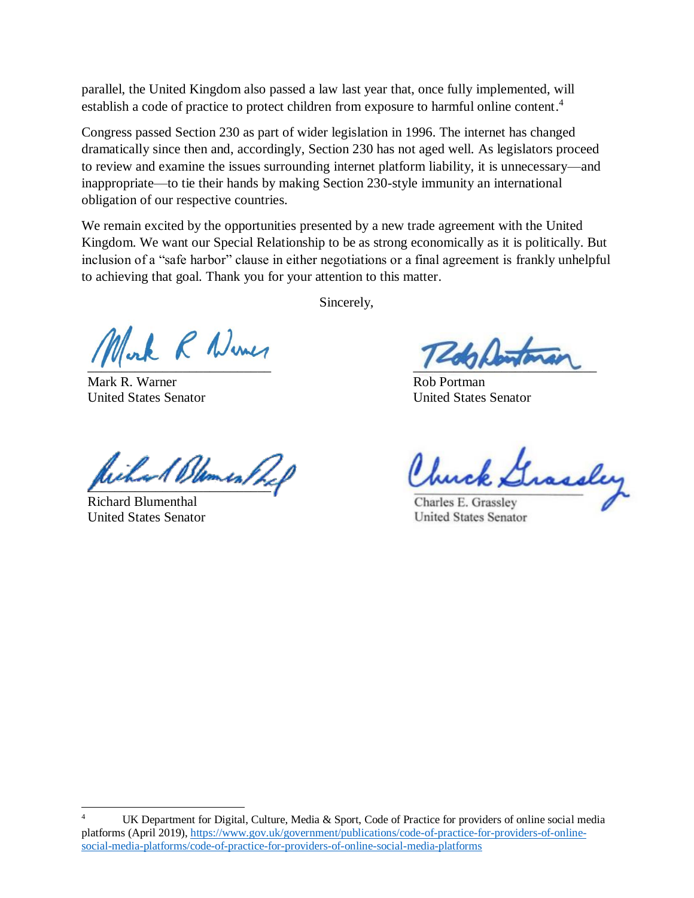parallel, the United Kingdom also passed a law last year that, once fully implemented, will establish a code of practice to protect children from exposure to harmful online content.[4]

Congress passed Section 230 as part of wider legislation in 1996. The internet has changed dramatically since then and, accordingly, Section 230 has not aged well. As legislators proceed to review and examine the issues surrounding internet platform liability, it is unnecessary—and inappropriate—to tie their hands by making Section 230-style immunity an international obligation of our respective countries.

We remain excited by the opportunities presented by a new trade agreement with the United Kingdom. We want our Special Relationship to be as strong economically as it is politically. But inclusion of a "safe harbor" clause in either negotiations or a final agreement is frankly unhelpful to achieving that goal. Thank you for your attention to this matter.

Sincerely,

Mark R. Warner
United States Senator

Rob Portman
United States Senator

Richard Blumenthal
United States Senator

Charles E. Grassley
United States Senator

---

[4] UK Department for Digital, Culture, Media & Sport, Code of Practice for providers of online social media platforms (April 2019), https://www.gov.uk/government/publications/code-of-practice-for-providers-of-online-social-media-platforms/code-of-practice-for-providers-of-online-social-media-platforms